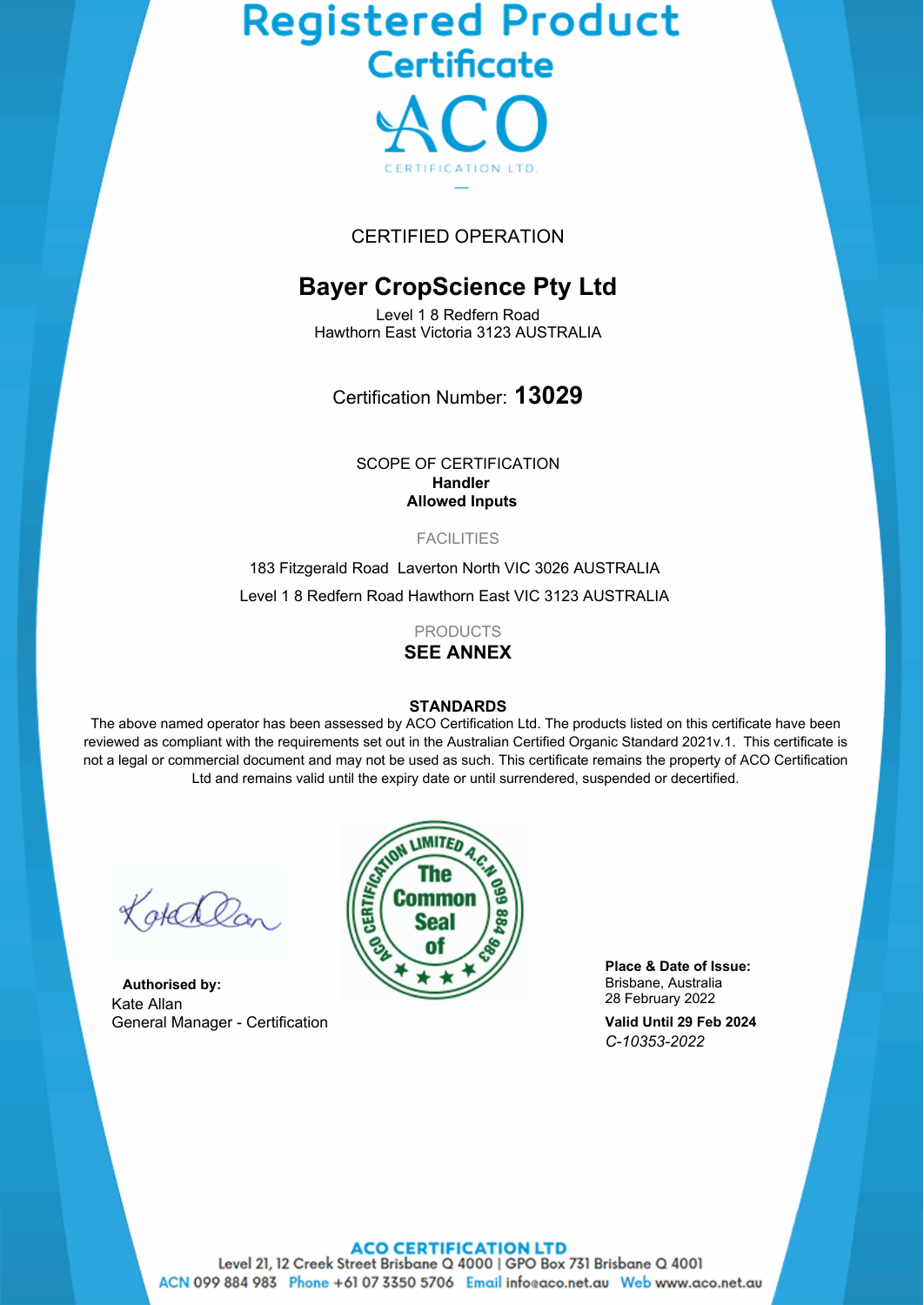# Registered Product Certificate

ACO
CERTIFICATION LTD.

CERTIFIED OPERATION

## Bayer CropScience Pty Ltd

Level 1 8 Redfern Road
Hawthorn East Victoria 3123 AUSTRALIA

Certification Number: **13029**

SCOPE OF CERTIFICATION
**Handler**
**Allowed Inputs**

FACILITIES

183 Fitzgerald Road Laverton North VIC 3026 AUSTRALIA

Level 1 8 Redfern Road Hawthorn East VIC 3123 AUSTRALIA

PRODUCTS
**SEE ANNEX**

**STANDARDS**

The above named operator has been assessed by ACO Certification Ltd. The products listed on this certificate have been reviewed as compliant with the requirements set out in the Australian Certified Organic Standard 2021v.1. This certificate is not a legal or commercial document and may not be used as such. This certificate remains the property of ACO Certification Ltd and remains valid until the expiry date or until surrendered, suspended or decertified.

ACO CERTIFICATION LIMITED A.C.N 099 884 983 The Common Seal of

**Authorised by:**
Kate Allan
General Manager - Certification

**Place & Date of Issue:**
Brisbane, Australia
28 February 2022

**Valid Until 29 Feb 2024**
*C-10353-2022*

**ACO CERTIFICATION LTD**
Level 21, 12 Creek Street Brisbane Q 4000 | GPO Box 731 Brisbane Q 4001
ACN 099 884 983 Phone +61 07 3350 5706 Email info@aco.net.au Web www.aco.net.au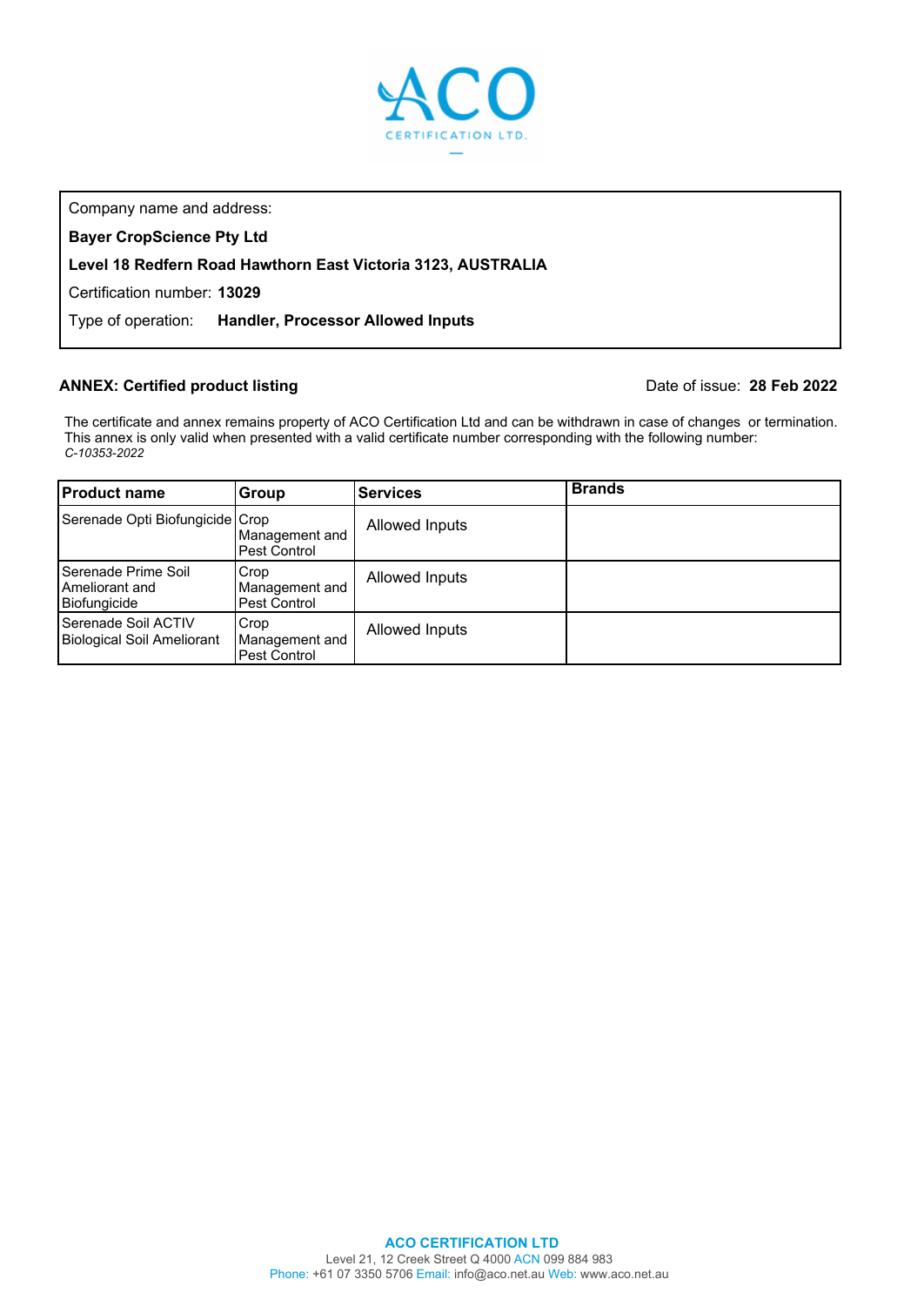ACO

CERTIFICATION LTD.

Company name and address:

**Bayer CropScience Pty Ltd**

**Level 18 Redfern Road Hawthorn East Victoria 3123, AUSTRALIA**

Certification number: **13029**

Type of operation: **Handler, Processor Allowed Inputs**

**ANNEX: Certified product listing**

Date of issue: **28 Feb 2022**

The certificate and annex remains property of ACO Certification Ltd and can be withdrawn in case of changes or termination. This annex is only valid when presented with a valid certificate number corresponding with the following number:
*C-10353-2022*

| Product name | Group | Services | Brands |
|---|---|---|---|
| Serenade Opti Biofungicide | Crop Management and Pest Control | Allowed Inputs | |
| Serenade Prime Soil Ameliorant and Biofungicide | Crop Management and Pest Control | Allowed Inputs | |
| Serenade Soil ACTIV Biological Soil Ameliorant | Crop Management and Pest Control | Allowed Inputs | |

**ACO CERTIFICATION LTD**
Level 21, 12 Creek Street Q 4000 ACN 099 884 983
Phone: +61 07 3350 5706 Email: info@aco.net.au Web: www.aco.net.au